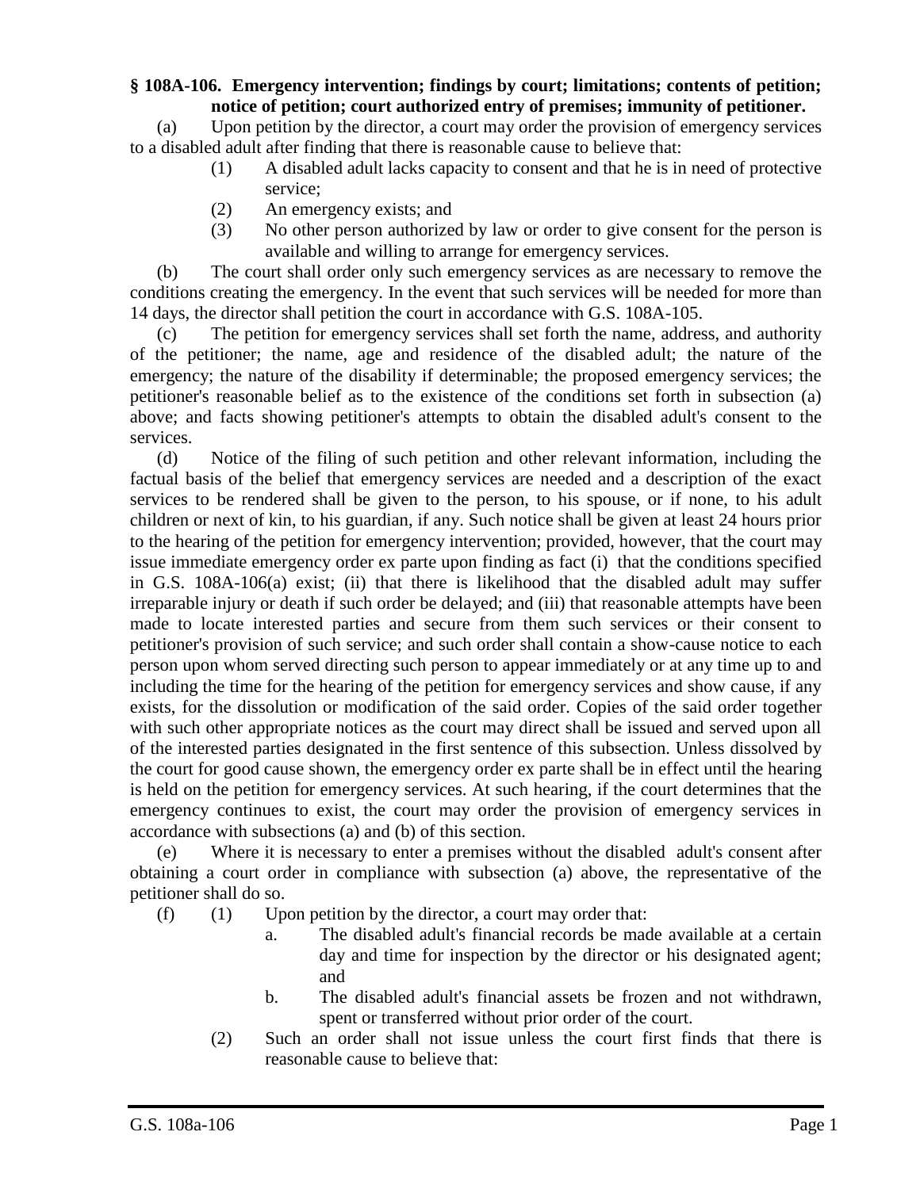**§ 108A-106. Emergency intervention; findings by court; limitations; contents of petition; notice of petition; court authorized entry of premises; immunity of petitioner.**

(a) Upon petition by the director, a court may order the provision of emergency services to a disabled adult after finding that there is reasonable cause to believe that:

- (1) A disabled adult lacks capacity to consent and that he is in need of protective service;
- (2) An emergency exists; and
- (3) No other person authorized by law or order to give consent for the person is available and willing to arrange for emergency services.

(b) The court shall order only such emergency services as are necessary to remove the conditions creating the emergency. In the event that such services will be needed for more than 14 days, the director shall petition the court in accordance with G.S. 108A-105.

(c) The petition for emergency services shall set forth the name, address, and authority of the petitioner; the name, age and residence of the disabled adult; the nature of the emergency; the nature of the disability if determinable; the proposed emergency services; the petitioner's reasonable belief as to the existence of the conditions set forth in subsection (a) above; and facts showing petitioner's attempts to obtain the disabled adult's consent to the services.

(d) Notice of the filing of such petition and other relevant information, including the factual basis of the belief that emergency services are needed and a description of the exact services to be rendered shall be given to the person, to his spouse, or if none, to his adult children or next of kin, to his guardian, if any. Such notice shall be given at least 24 hours prior to the hearing of the petition for emergency intervention; provided, however, that the court may issue immediate emergency order ex parte upon finding as fact (i) that the conditions specified in G.S. 108A-106(a) exist; (ii) that there is likelihood that the disabled adult may suffer irreparable injury or death if such order be delayed; and (iii) that reasonable attempts have been made to locate interested parties and secure from them such services or their consent to petitioner's provision of such service; and such order shall contain a show-cause notice to each person upon whom served directing such person to appear immediately or at any time up to and including the time for the hearing of the petition for emergency services and show cause, if any exists, for the dissolution or modification of the said order. Copies of the said order together with such other appropriate notices as the court may direct shall be issued and served upon all of the interested parties designated in the first sentence of this subsection. Unless dissolved by the court for good cause shown, the emergency order ex parte shall be in effect until the hearing is held on the petition for emergency services. At such hearing, if the court determines that the emergency continues to exist, the court may order the provision of emergency services in accordance with subsections (a) and (b) of this section.

(e) Where it is necessary to enter a premises without the disabled adult's consent after obtaining a court order in compliance with subsection (a) above, the representative of the petitioner shall do so.

(f)
- (1) Upon petition by the director, a court may order that:
  - a. The disabled adult's financial records be made available at a certain day and time for inspection by the director or his designated agent; and
  - b. The disabled adult's financial assets be frozen and not withdrawn, spent or transferred without prior order of the court.
- (2) Such an order shall not issue unless the court first finds that there is reasonable cause to believe that: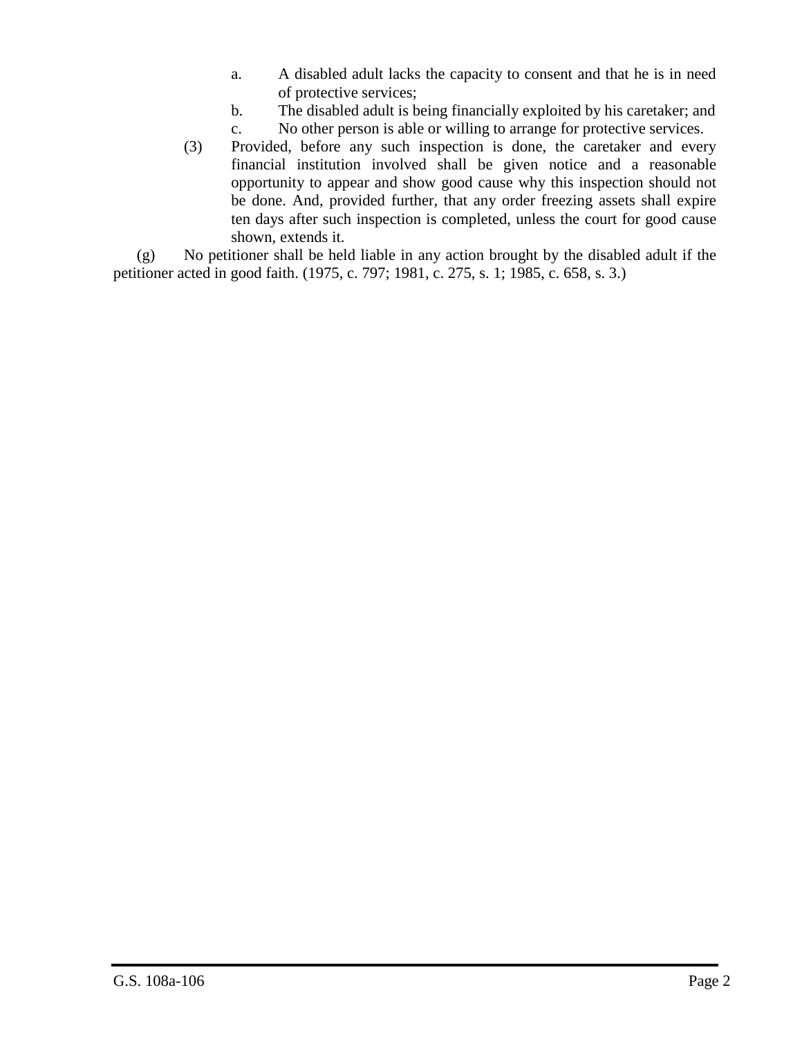a. A disabled adult lacks the capacity to consent and that he is in need of protective services;

b. The disabled adult is being financially exploited by his caretaker; and

c. No other person is able or willing to arrange for protective services.

(3) Provided, before any such inspection is done, the caretaker and every financial institution involved shall be given notice and a reasonable opportunity to appear and show good cause why this inspection should not be done. And, provided further, that any order freezing assets shall expire ten days after such inspection is completed, unless the court for good cause shown, extends it.

(g) No petitioner shall be held liable in any action brought by the disabled adult if the petitioner acted in good faith. (1975, c. 797; 1981, c. 275, s. 1; 1985, c. 658, s. 3.)